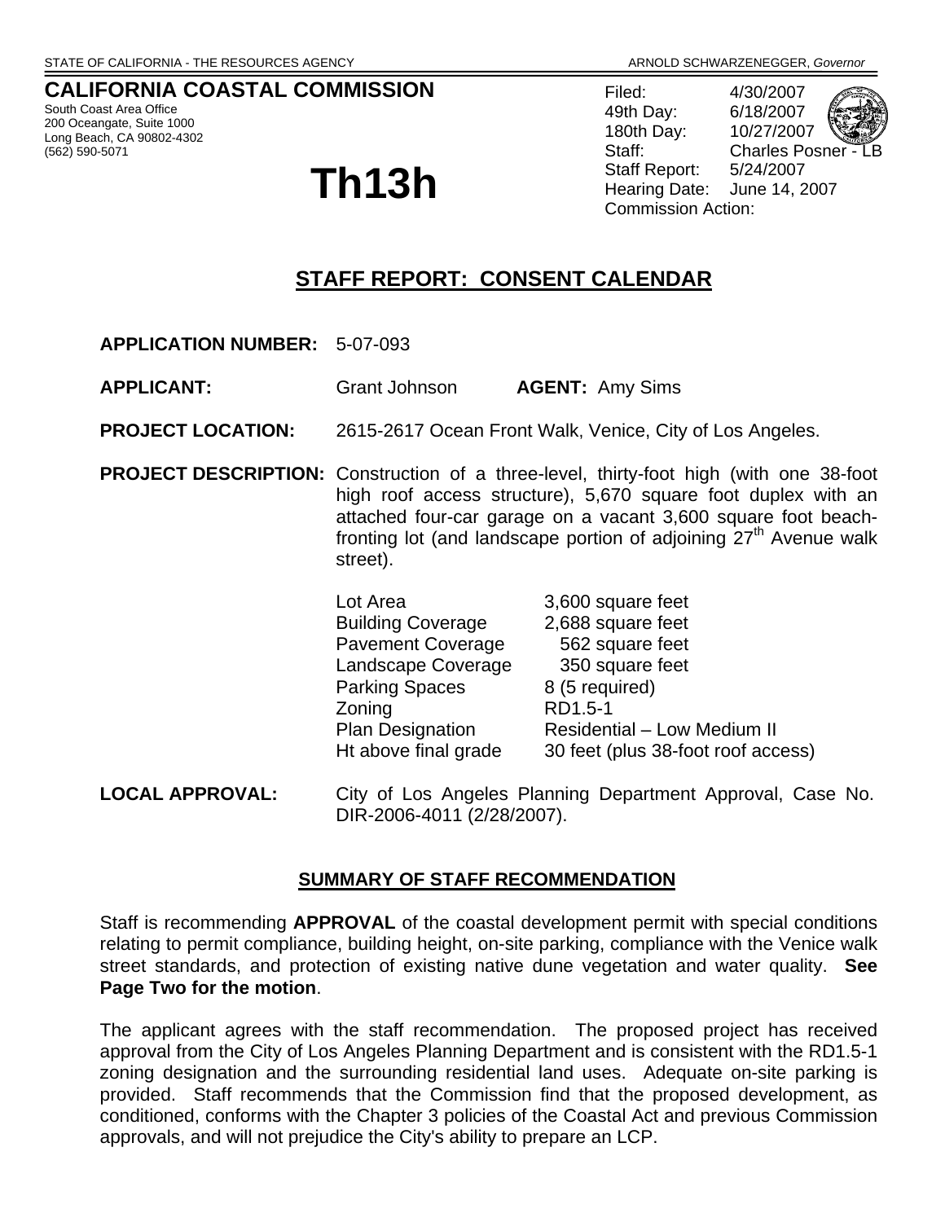STATE OF CALIFORNIA - THE RESOURCES AGENCY ARNOLD SCHWARZENEGGER, *Governor*

# CALIFORNIA COASTAL COMMISSION

South Coast Area Office
200 Oceangate, Suite 1000
Long Beach, CA 90802-4302
(562) 590-5071

# Th13h

Filed: 4/30/2007
49th Day: 6/18/2007
180th Day: 10/27/2007
Staff: Charles Posner - LB
Staff Report: 5/24/2007
Hearing Date: June 14, 2007
Commission Action:

## STAFF REPORT: CONSENT CALENDAR

**APPLICATION NUMBER:** 5-07-093

**APPLICANT:** Grant Johnson **AGENT:** Amy Sims

**PROJECT LOCATION:** 2615-2617 Ocean Front Walk, Venice, City of Los Angeles.

**PROJECT DESCRIPTION:** Construction of a three-level, thirty-foot high (with one 38-foot high roof access structure), 5,670 square foot duplex with an attached four-car garage on a vacant 3,600 square foot beach-fronting lot (and landscape portion of adjoining 27th Avenue walk street).

| | |
|---|---|
| Lot Area | 3,600 square feet |
| Building Coverage | 2,688 square feet |
| Pavement Coverage | 562 square feet |
| Landscape Coverage | 350 square feet |
| Parking Spaces | 8 (5 required) |
| Zoning | RD1.5-1 |
| Plan Designation | Residential – Low Medium II |
| Ht above final grade | 30 feet (plus 38-foot roof access) |

**LOCAL APPROVAL:** City of Los Angeles Planning Department Approval, Case No. DIR-2006-4011 (2/28/2007).

### SUMMARY OF STAFF RECOMMENDATION

Staff is recommending **APPROVAL** of the coastal development permit with special conditions relating to permit compliance, building height, on-site parking, compliance with the Venice walk street standards, and protection of existing native dune vegetation and water quality. **See Page Two for the motion**.

The applicant agrees with the staff recommendation. The proposed project has received approval from the City of Los Angeles Planning Department and is consistent with the RD1.5-1 zoning designation and the surrounding residential land uses. Adequate on-site parking is provided. Staff recommends that the Commission find that the proposed development, as conditioned, conforms with the Chapter 3 policies of the Coastal Act and previous Commission approvals, and will not prejudice the City's ability to prepare an LCP.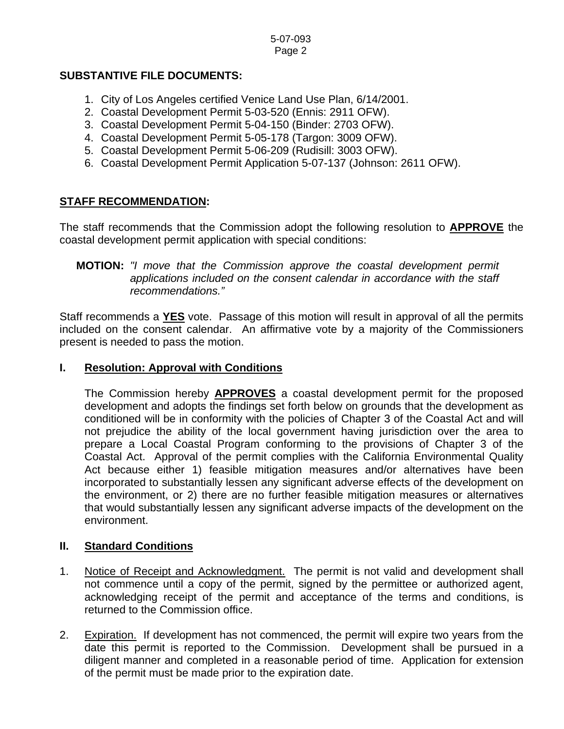**SUBSTANTIVE FILE DOCUMENTS:**

1. City of Los Angeles certified Venice Land Use Plan, 6/14/2001.
2. Coastal Development Permit 5-03-520 (Ennis: 2911 OFW).
3. Coastal Development Permit 5-04-150 (Binder: 2703 OFW).
4. Coastal Development Permit 5-05-178 (Targon: 3009 OFW).
5. Coastal Development Permit 5-06-209 (Rudisill: 3003 OFW).
6. Coastal Development Permit Application 5-07-137 (Johnson: 2611 OFW).

**STAFF RECOMMENDATION:**

The staff recommends that the Commission adopt the following resolution to **APPROVE** the coastal development permit application with special conditions:

**MOTION:** *"I move that the Commission approve the coastal development permit applications included on the consent calendar in accordance with the staff recommendations."*

Staff recommends a **YES** vote. Passage of this motion will result in approval of all the permits included on the consent calendar. An affirmative vote by a majority of the Commissioners present is needed to pass the motion.

## I. Resolution: Approval with Conditions

The Commission hereby **APPROVES** a coastal development permit for the proposed development and adopts the findings set forth below on grounds that the development as conditioned will be in conformity with the policies of Chapter 3 of the Coastal Act and will not prejudice the ability of the local government having jurisdiction over the area to prepare a Local Coastal Program conforming to the provisions of Chapter 3 of the Coastal Act. Approval of the permit complies with the California Environmental Quality Act because either 1) feasible mitigation measures and/or alternatives have been incorporated to substantially lessen any significant adverse effects of the development on the environment, or 2) there are no further feasible mitigation measures or alternatives that would substantially lessen any significant adverse impacts of the development on the environment.

## II. Standard Conditions

1. Notice of Receipt and Acknowledgment. The permit is not valid and development shall not commence until a copy of the permit, signed by the permittee or authorized agent, acknowledging receipt of the permit and acceptance of the terms and conditions, is returned to the Commission office.

2. Expiration. If development has not commenced, the permit will expire two years from the date this permit is reported to the Commission. Development shall be pursued in a diligent manner and completed in a reasonable period of time. Application for extension of the permit must be made prior to the expiration date.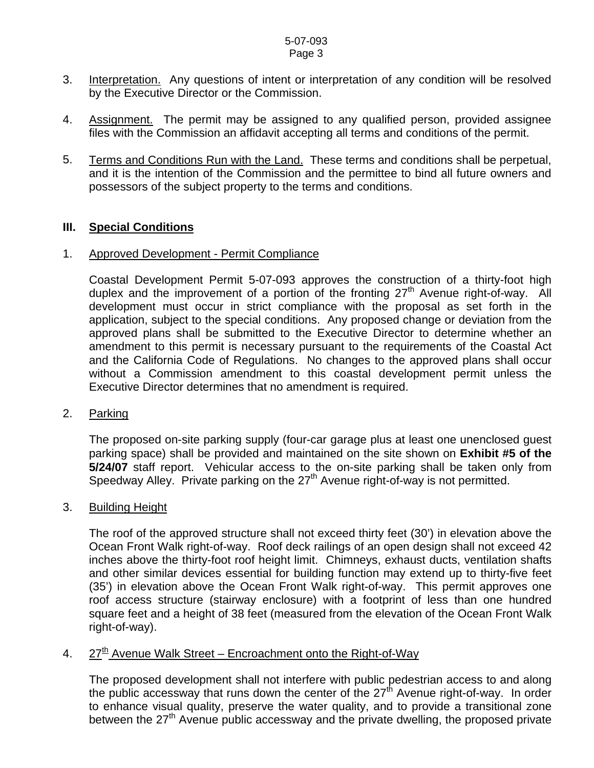3. Interpretation. Any questions of intent or interpretation of any condition will be resolved by the Executive Director or the Commission.

4. Assignment. The permit may be assigned to any qualified person, provided assignee files with the Commission an affidavit accepting all terms and conditions of the permit.

5. Terms and Conditions Run with the Land. These terms and conditions shall be perpetual, and it is the intention of the Commission and the permittee to bind all future owners and possessors of the subject property to the terms and conditions.

## III. Special Conditions

1. Approved Development - Permit Compliance

   Coastal Development Permit 5-07-093 approves the construction of a thirty-foot high duplex and the improvement of a portion of the fronting 27th Avenue right-of-way. All development must occur in strict compliance with the proposal as set forth in the application, subject to the special conditions. Any proposed change or deviation from the approved plans shall be submitted to the Executive Director to determine whether an amendment to this permit is necessary pursuant to the requirements of the Coastal Act and the California Code of Regulations. No changes to the approved plans shall occur without a Commission amendment to this coastal development permit unless the Executive Director determines that no amendment is required.

2. Parking

   The proposed on-site parking supply (four-car garage plus at least one unenclosed guest parking space) shall be provided and maintained on the site shown on **Exhibit #5 of the 5/24/07** staff report. Vehicular access to the on-site parking shall be taken only from Speedway Alley. Private parking on the 27th Avenue right-of-way is not permitted.

3. Building Height

   The roof of the approved structure shall not exceed thirty feet (30') in elevation above the Ocean Front Walk right-of-way. Roof deck railings of an open design shall not exceed 42 inches above the thirty-foot roof height limit. Chimneys, exhaust ducts, ventilation shafts and other similar devices essential for building function may extend up to thirty-five feet (35') in elevation above the Ocean Front Walk right-of-way. This permit approves one roof access structure (stairway enclosure) with a footprint of less than one hundred square feet and a height of 38 feet (measured from the elevation of the Ocean Front Walk right-of-way).

4. 27th Avenue Walk Street – Encroachment onto the Right-of-Way

   The proposed development shall not interfere with public pedestrian access to and along the public accessway that runs down the center of the 27th Avenue right-of-way. In order to enhance visual quality, preserve the water quality, and to provide a transitional zone between the 27th Avenue public accessway and the private dwelling, the proposed private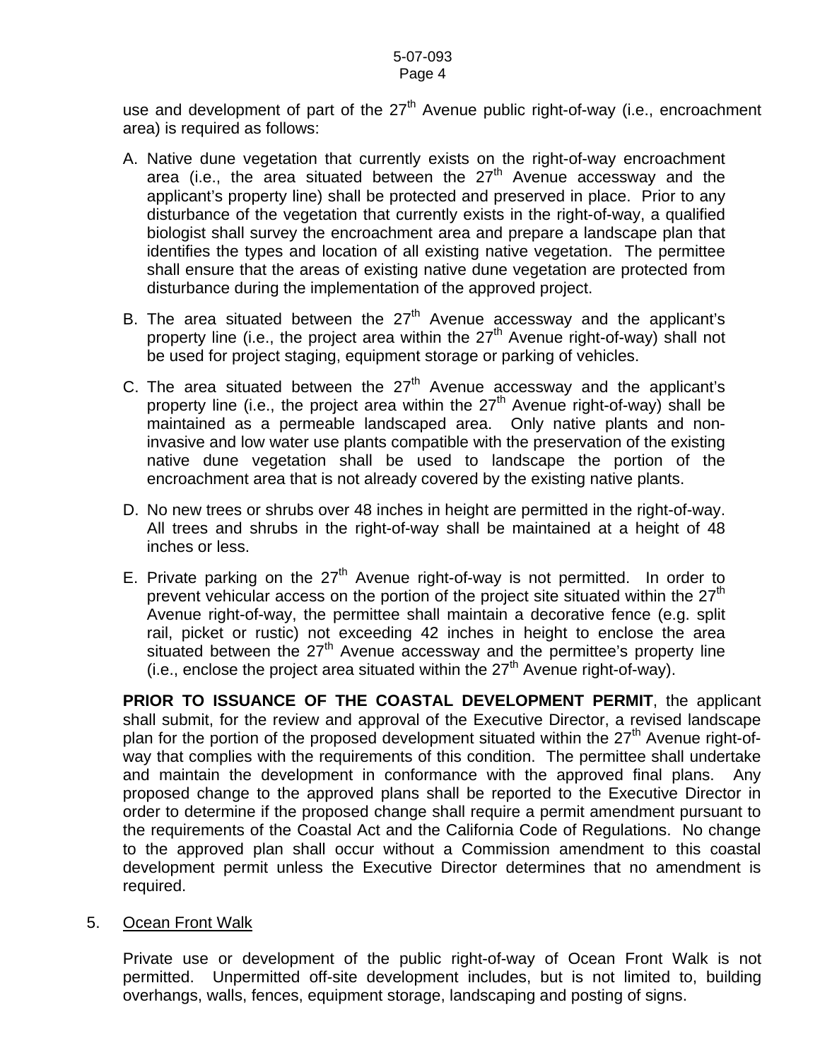use and development of part of the 27th Avenue public right-of-way (i.e., encroachment area) is required as follows:

A. Native dune vegetation that currently exists on the right-of-way encroachment area (i.e., the area situated between the 27th Avenue accessway and the applicant's property line) shall be protected and preserved in place. Prior to any disturbance of the vegetation that currently exists in the right-of-way, a qualified biologist shall survey the encroachment area and prepare a landscape plan that identifies the types and location of all existing native vegetation. The permittee shall ensure that the areas of existing native dune vegetation are protected from disturbance during the implementation of the approved project.

B. The area situated between the 27th Avenue accessway and the applicant's property line (i.e., the project area within the 27th Avenue right-of-way) shall not be used for project staging, equipment storage or parking of vehicles.

C. The area situated between the 27th Avenue accessway and the applicant's property line (i.e., the project area within the 27th Avenue right-of-way) shall be maintained as a permeable landscaped area. Only native plants and non-invasive and low water use plants compatible with the preservation of the existing native dune vegetation shall be used to landscape the portion of the encroachment area that is not already covered by the existing native plants.

D. No new trees or shrubs over 48 inches in height are permitted in the right-of-way. All trees and shrubs in the right-of-way shall be maintained at a height of 48 inches or less.

E. Private parking on the 27th Avenue right-of-way is not permitted. In order to prevent vehicular access on the portion of the project site situated within the 27th Avenue right-of-way, the permittee shall maintain a decorative fence (e.g. split rail, picket or rustic) not exceeding 42 inches in height to enclose the area situated between the 27th Avenue accessway and the permittee's property line (i.e., enclose the project area situated within the 27th Avenue right-of-way).

**PRIOR TO ISSUANCE OF THE COASTAL DEVELOPMENT PERMIT**, the applicant shall submit, for the review and approval of the Executive Director, a revised landscape plan for the portion of the proposed development situated within the 27th Avenue right-of-way that complies with the requirements of this condition. The permittee shall undertake and maintain the development in conformance with the approved final plans. Any proposed change to the approved plans shall be reported to the Executive Director in order to determine if the proposed change shall require a permit amendment pursuant to the requirements of the Coastal Act and the California Code of Regulations. No change to the approved plan shall occur without a Commission amendment to this coastal development permit unless the Executive Director determines that no amendment is required.

5. Ocean Front Walk

Private use or development of the public right-of-way of Ocean Front Walk is not permitted. Unpermitted off-site development includes, but is not limited to, building overhangs, walls, fences, equipment storage, landscaping and posting of signs.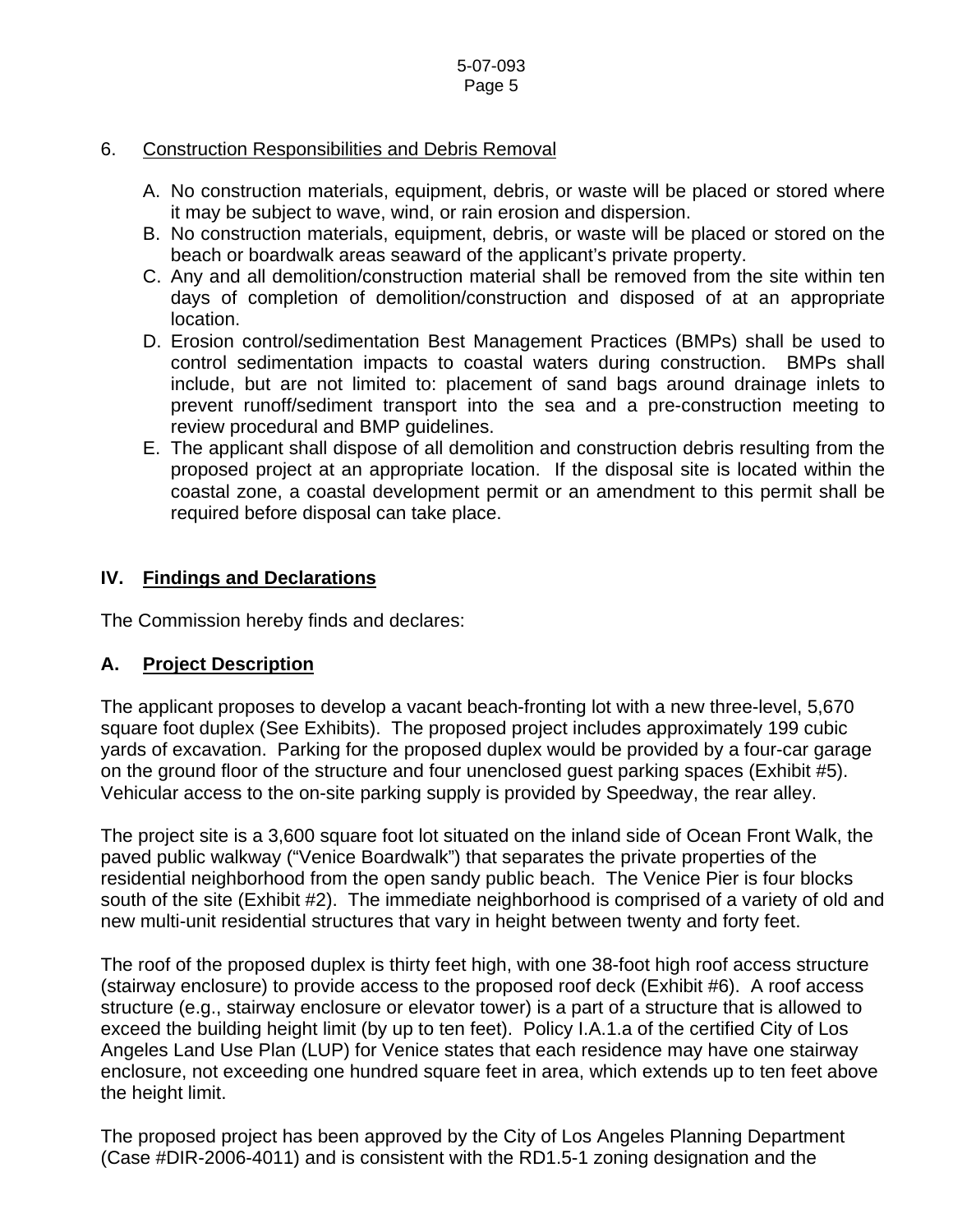6. Construction Responsibilities and Debris Removal

   A. No construction materials, equipment, debris, or waste will be placed or stored where it may be subject to wave, wind, or rain erosion and dispersion.
   B. No construction materials, equipment, debris, or waste will be placed or stored on the beach or boardwalk areas seaward of the applicant's private property.
   C. Any and all demolition/construction material shall be removed from the site within ten days of completion of demolition/construction and disposed of at an appropriate location.
   D. Erosion control/sedimentation Best Management Practices (BMPs) shall be used to control sedimentation impacts to coastal waters during construction. BMPs shall include, but are not limited to: placement of sand bags around drainage inlets to prevent runoff/sediment transport into the sea and a pre-construction meeting to review procedural and BMP guidelines.
   E. The applicant shall dispose of all demolition and construction debris resulting from the proposed project at an appropriate location. If the disposal site is located within the coastal zone, a coastal development permit or an amendment to this permit shall be required before disposal can take place.

## IV. Findings and Declarations

The Commission hereby finds and declares:

### A. Project Description

The applicant proposes to develop a vacant beach-fronting lot with a new three-level, 5,670 square foot duplex (See Exhibits). The proposed project includes approximately 199 cubic yards of excavation. Parking for the proposed duplex would be provided by a four-car garage on the ground floor of the structure and four unenclosed guest parking spaces (Exhibit #5). Vehicular access to the on-site parking supply is provided by Speedway, the rear alley.

The project site is a 3,600 square foot lot situated on the inland side of Ocean Front Walk, the paved public walkway ("Venice Boardwalk") that separates the private properties of the residential neighborhood from the open sandy public beach. The Venice Pier is four blocks south of the site (Exhibit #2). The immediate neighborhood is comprised of a variety of old and new multi-unit residential structures that vary in height between twenty and forty feet.

The roof of the proposed duplex is thirty feet high, with one 38-foot high roof access structure (stairway enclosure) to provide access to the proposed roof deck (Exhibit #6). A roof access structure (e.g., stairway enclosure or elevator tower) is a part of a structure that is allowed to exceed the building height limit (by up to ten feet). Policy I.A.1.a of the certified City of Los Angeles Land Use Plan (LUP) for Venice states that each residence may have one stairway enclosure, not exceeding one hundred square feet in area, which extends up to ten feet above the height limit.

The proposed project has been approved by the City of Los Angeles Planning Department (Case #DIR-2006-4011) and is consistent with the RD1.5-1 zoning designation and the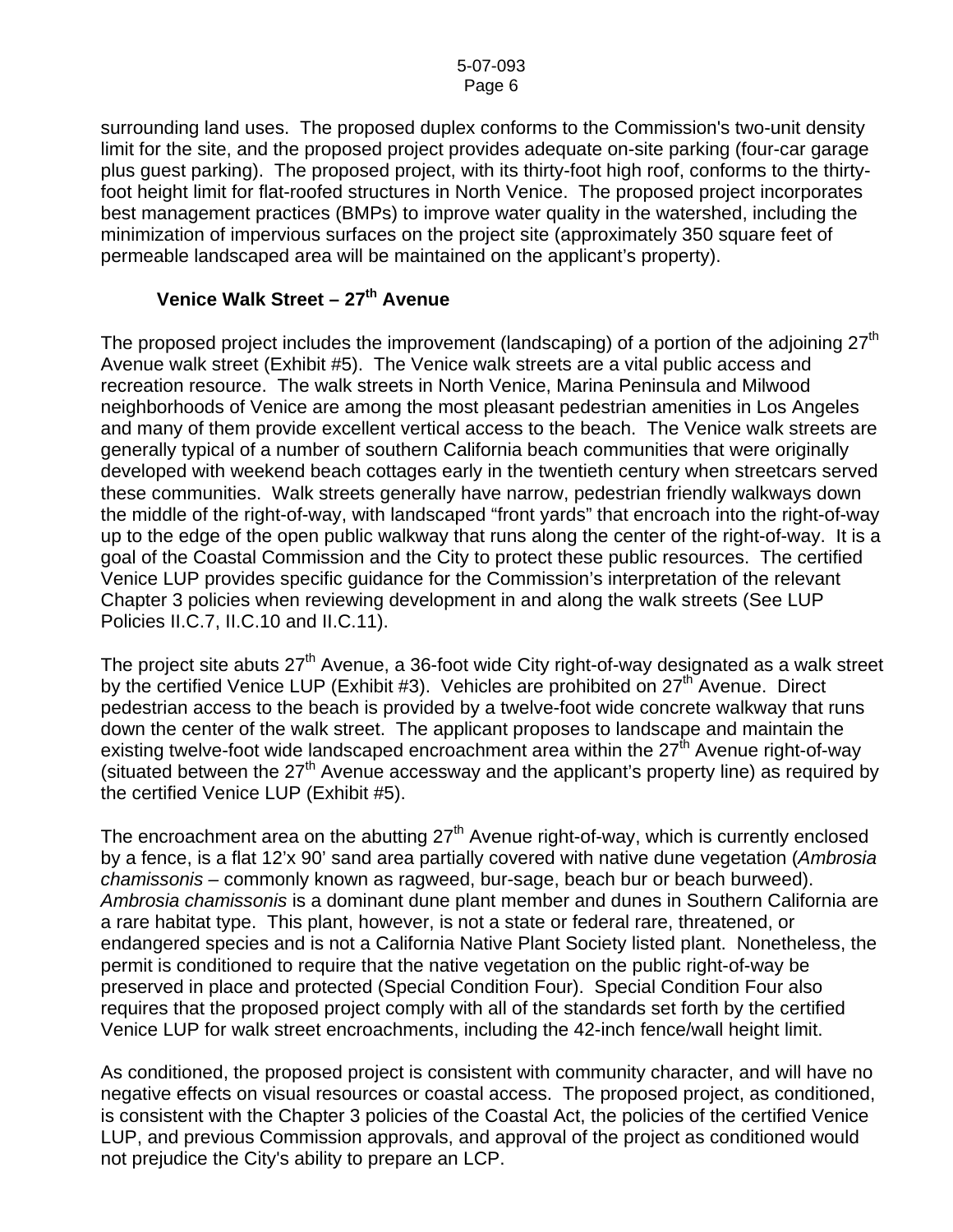surrounding land uses. The proposed duplex conforms to the Commission's two-unit density limit for the site, and the proposed project provides adequate on-site parking (four-car garage plus guest parking). The proposed project, with its thirty-foot high roof, conforms to the thirty-foot height limit for flat-roofed structures in North Venice. The proposed project incorporates best management practices (BMPs) to improve water quality in the watershed, including the minimization of impervious surfaces on the project site (approximately 350 square feet of permeable landscaped area will be maintained on the applicant's property).

### Venice Walk Street – 27th Avenue

The proposed project includes the improvement (landscaping) of a portion of the adjoining 27th Avenue walk street (Exhibit #5). The Venice walk streets are a vital public access and recreation resource. The walk streets in North Venice, Marina Peninsula and Milwood neighborhoods of Venice are among the most pleasant pedestrian amenities in Los Angeles and many of them provide excellent vertical access to the beach. The Venice walk streets are generally typical of a number of southern California beach communities that were originally developed with weekend beach cottages early in the twentieth century when streetcars served these communities. Walk streets generally have narrow, pedestrian friendly walkways down the middle of the right-of-way, with landscaped "front yards" that encroach into the right-of-way up to the edge of the open public walkway that runs along the center of the right-of-way. It is a goal of the Coastal Commission and the City to protect these public resources. The certified Venice LUP provides specific guidance for the Commission's interpretation of the relevant Chapter 3 policies when reviewing development in and along the walk streets (See LUP Policies II.C.7, II.C.10 and II.C.11).

The project site abuts 27th Avenue, a 36-foot wide City right-of-way designated as a walk street by the certified Venice LUP (Exhibit #3). Vehicles are prohibited on 27th Avenue. Direct pedestrian access to the beach is provided by a twelve-foot wide concrete walkway that runs down the center of the walk street. The applicant proposes to landscape and maintain the existing twelve-foot wide landscaped encroachment area within the 27th Avenue right-of-way (situated between the 27th Avenue accessway and the applicant's property line) as required by the certified Venice LUP (Exhibit #5).

The encroachment area on the abutting 27th Avenue right-of-way, which is currently enclosed by a fence, is a flat 12'x 90' sand area partially covered with native dune vegetation (*Ambrosia chamissonis* – commonly known as ragweed, bur-sage, beach bur or beach burweed). *Ambrosia chamissonis* is a dominant dune plant member and dunes in Southern California are a rare habitat type. This plant, however, is not a state or federal rare, threatened, or endangered species and is not a California Native Plant Society listed plant. Nonetheless, the permit is conditioned to require that the native vegetation on the public right-of-way be preserved in place and protected (Special Condition Four). Special Condition Four also requires that the proposed project comply with all of the standards set forth by the certified Venice LUP for walk street encroachments, including the 42-inch fence/wall height limit.

As conditioned, the proposed project is consistent with community character, and will have no negative effects on visual resources or coastal access. The proposed project, as conditioned, is consistent with the Chapter 3 policies of the Coastal Act, the policies of the certified Venice LUP, and previous Commission approvals, and approval of the project as conditioned would not prejudice the City's ability to prepare an LCP.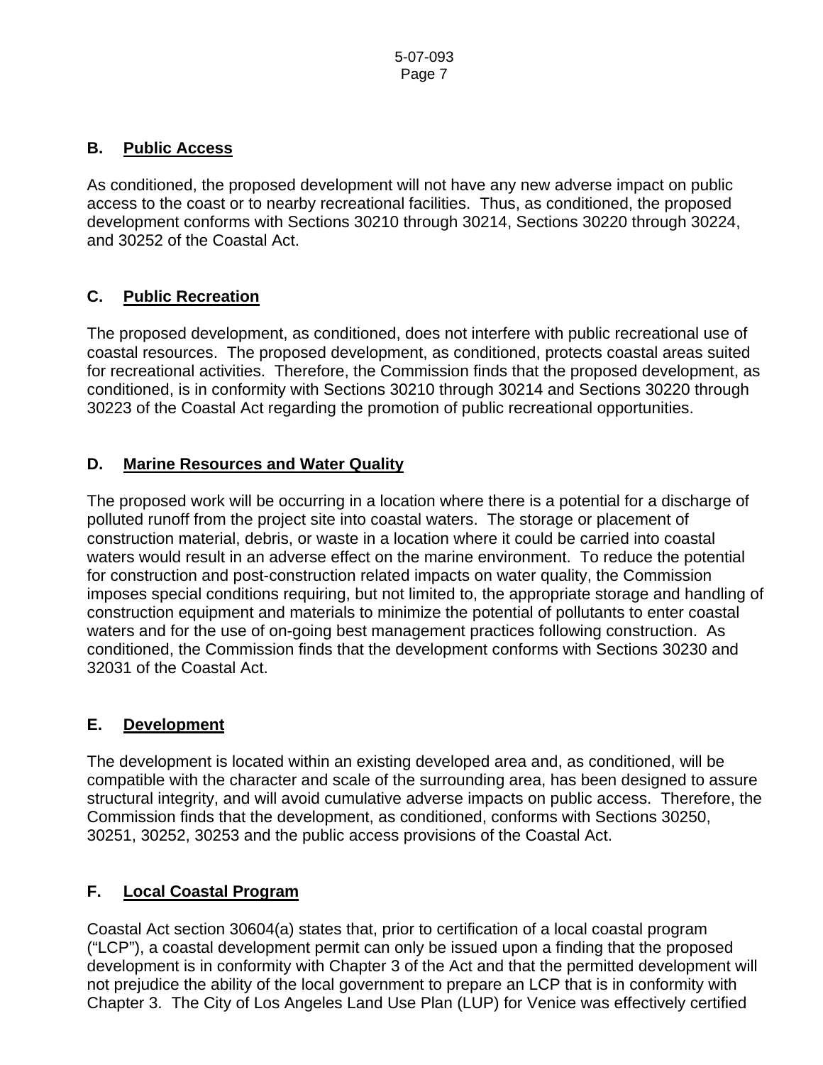## B. Public Access

As conditioned, the proposed development will not have any new adverse impact on public access to the coast or to nearby recreational facilities. Thus, as conditioned, the proposed development conforms with Sections 30210 through 30214, Sections 30220 through 30224, and 30252 of the Coastal Act.

## C. Public Recreation

The proposed development, as conditioned, does not interfere with public recreational use of coastal resources. The proposed development, as conditioned, protects coastal areas suited for recreational activities. Therefore, the Commission finds that the proposed development, as conditioned, is in conformity with Sections 30210 through 30214 and Sections 30220 through 30223 of the Coastal Act regarding the promotion of public recreational opportunities.

## D. Marine Resources and Water Quality

The proposed work will be occurring in a location where there is a potential for a discharge of polluted runoff from the project site into coastal waters. The storage or placement of construction material, debris, or waste in a location where it could be carried into coastal waters would result in an adverse effect on the marine environment. To reduce the potential for construction and post-construction related impacts on water quality, the Commission imposes special conditions requiring, but not limited to, the appropriate storage and handling of construction equipment and materials to minimize the potential of pollutants to enter coastal waters and for the use of on-going best management practices following construction. As conditioned, the Commission finds that the development conforms with Sections 30230 and 32031 of the Coastal Act.

## E. Development

The development is located within an existing developed area and, as conditioned, will be compatible with the character and scale of the surrounding area, has been designed to assure structural integrity, and will avoid cumulative adverse impacts on public access. Therefore, the Commission finds that the development, as conditioned, conforms with Sections 30250, 30251, 30252, 30253 and the public access provisions of the Coastal Act.

## F. Local Coastal Program

Coastal Act section 30604(a) states that, prior to certification of a local coastal program ("LCP"), a coastal development permit can only be issued upon a finding that the proposed development is in conformity with Chapter 3 of the Act and that the permitted development will not prejudice the ability of the local government to prepare an LCP that is in conformity with Chapter 3. The City of Los Angeles Land Use Plan (LUP) for Venice was effectively certified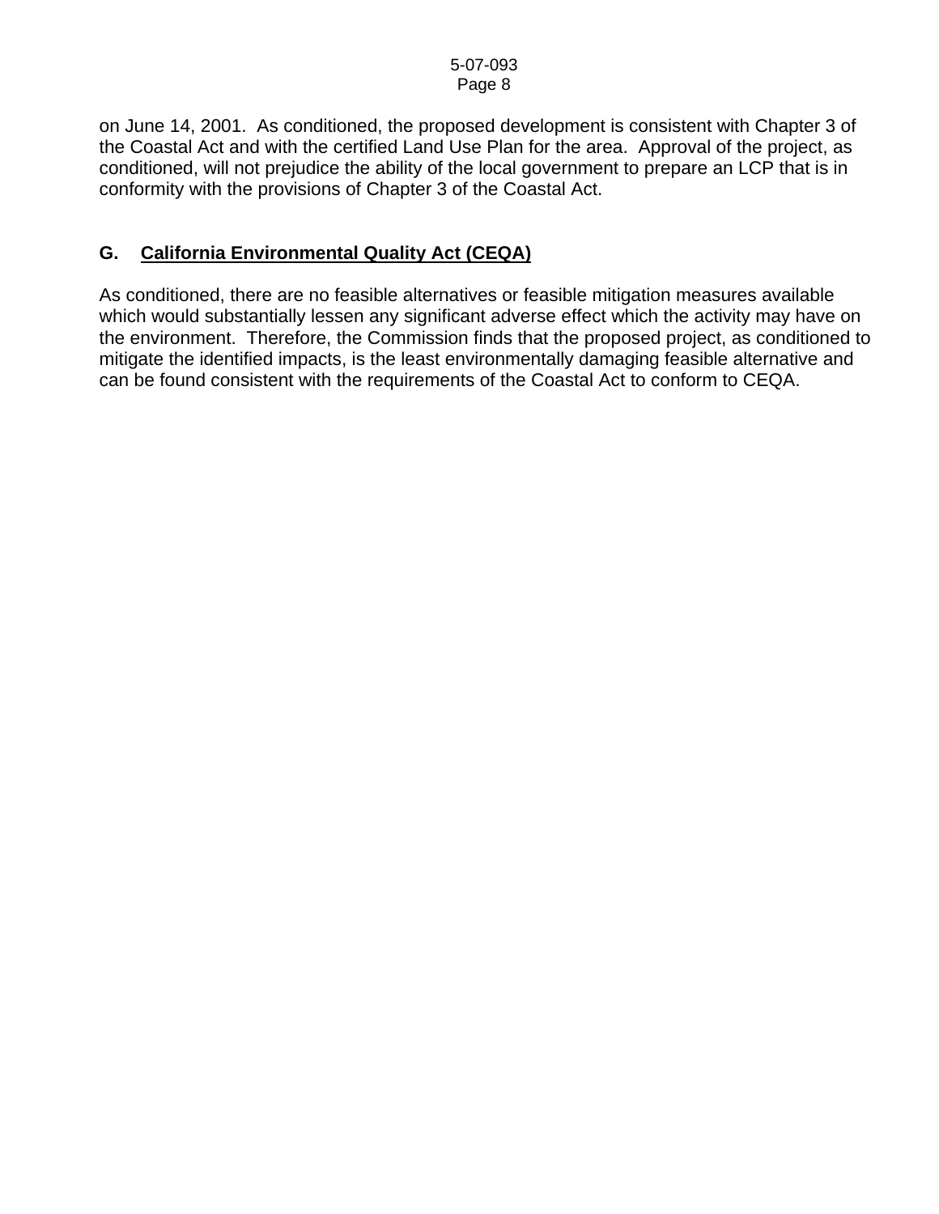on June 14, 2001. As conditioned, the proposed development is consistent with Chapter 3 of the Coastal Act and with the certified Land Use Plan for the area. Approval of the project, as conditioned, will not prejudice the ability of the local government to prepare an LCP that is in conformity with the provisions of Chapter 3 of the Coastal Act.

## G. California Environmental Quality Act (CEQA)

As conditioned, there are no feasible alternatives or feasible mitigation measures available which would substantially lessen any significant adverse effect which the activity may have on the environment. Therefore, the Commission finds that the proposed project, as conditioned to mitigate the identified impacts, is the least environmentally damaging feasible alternative and can be found consistent with the requirements of the Coastal Act to conform to CEQA.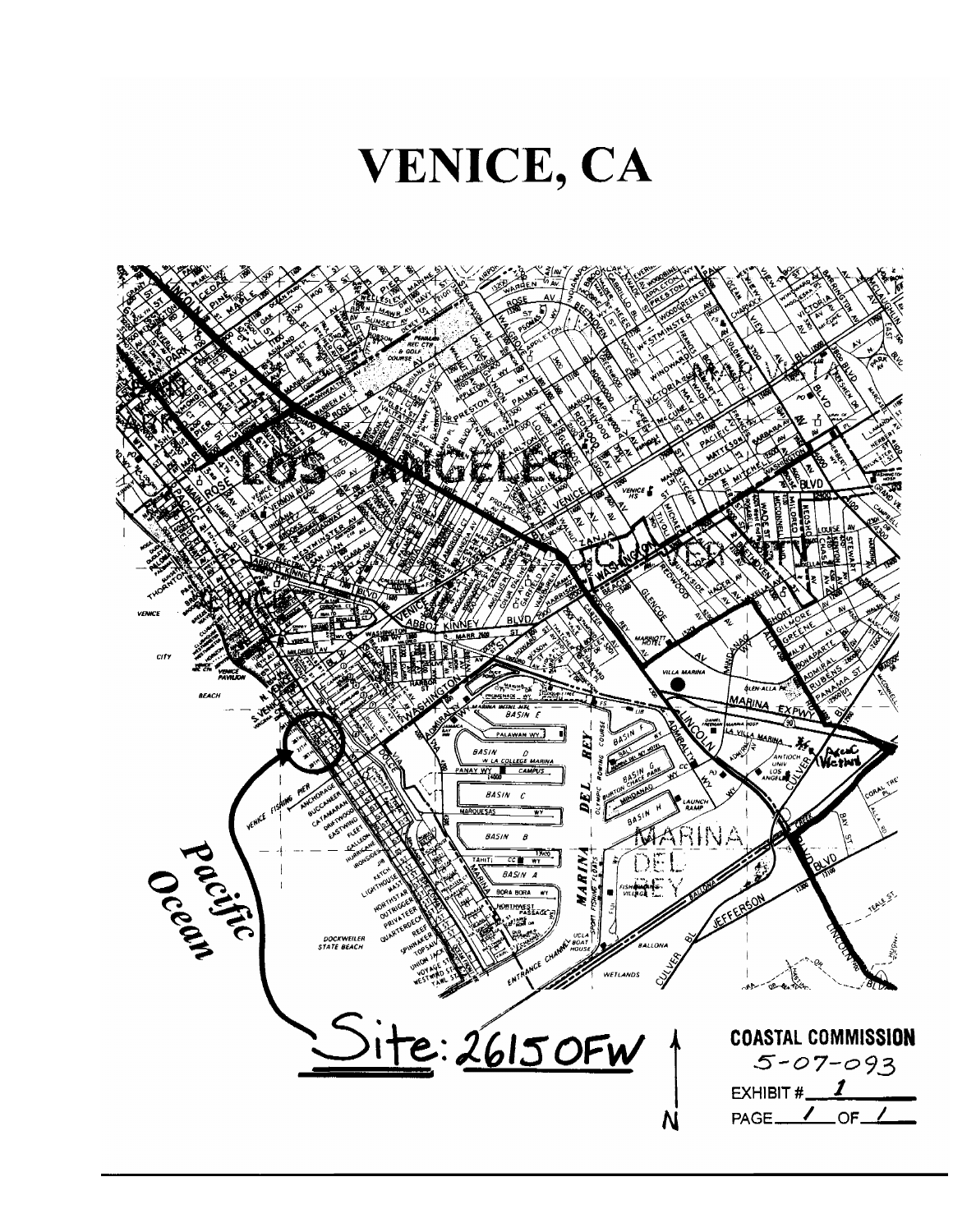# VENICE, CA

Site: 2615 OFW

N

**COASTAL COMMISSION**
5-07-093
EXHIBIT # 1
PAGE 1 OF 1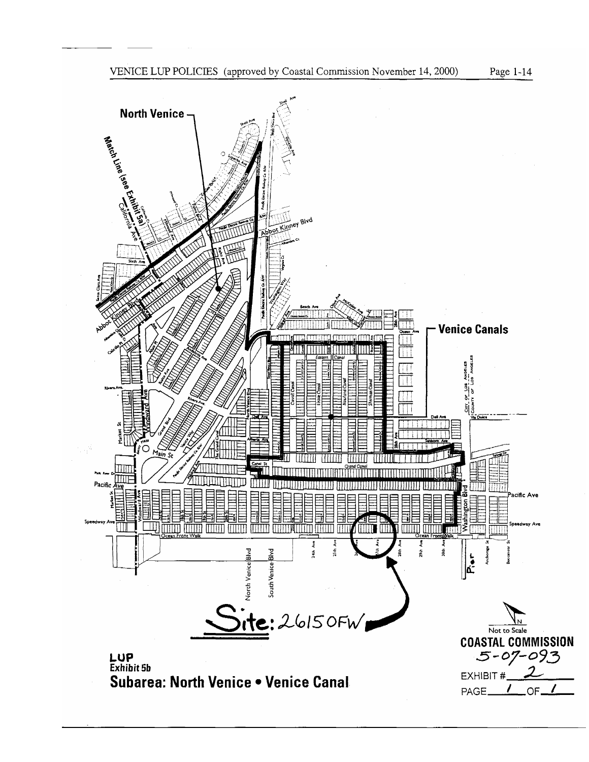VENICE LUP POLICIES (approved by Coastal Commission November 14, 2000)

North Venice

Venice Canals

Site: 2615 OFW

**LUP**
**Exhibit 5b**
**Subarea: North Venice • Venice Canal**

Not to Scale

**COASTAL COMMISSION**
5-07-093

EXHIBIT # 2

PAGE 1 OF 1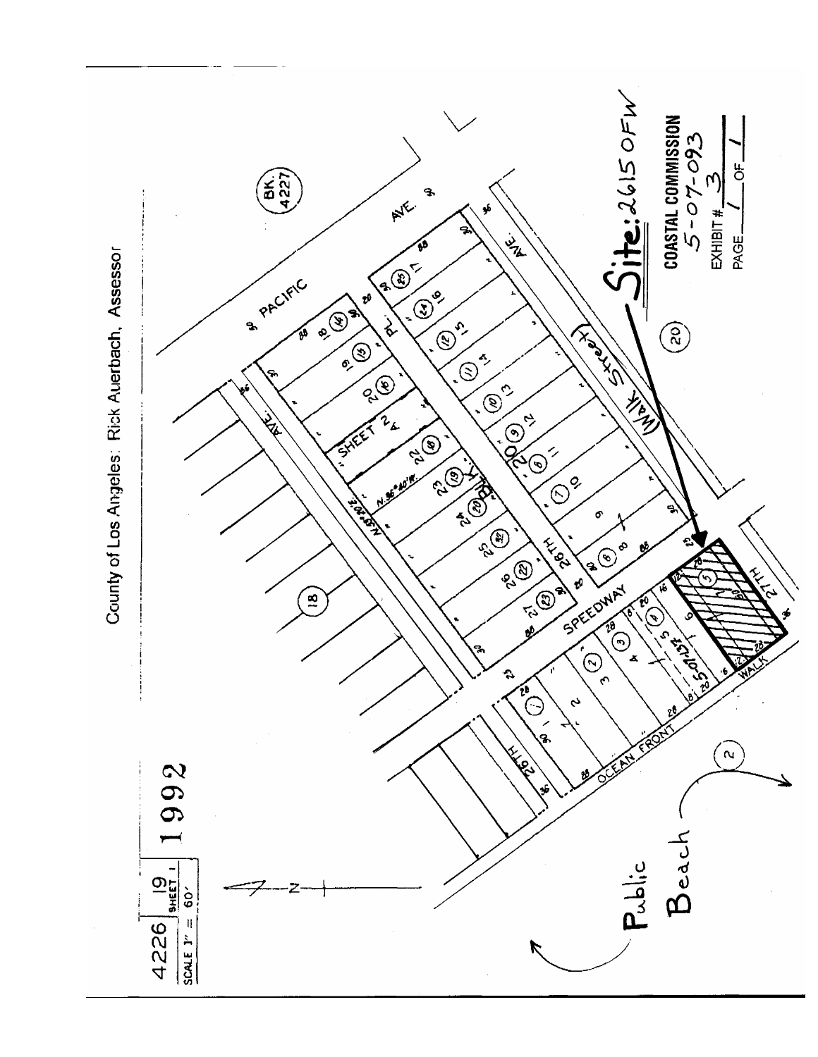County of Los Angeles: Rick Auerbach, Assessor

4226 | 19 SHEET 1

SCALE 1" = 60'

1992

BK. 4227

PACIFIC AVE.

SPEEDWAY

OCEAN FRONT WALK

26TH AVE.

27TH AVE.

26TH PL.

Walk Street

Public Beach

Site: 2615 OFW

COASTAL COMMISSION
5-07-093

EXHIBIT # 3

PAGE 1 OF 1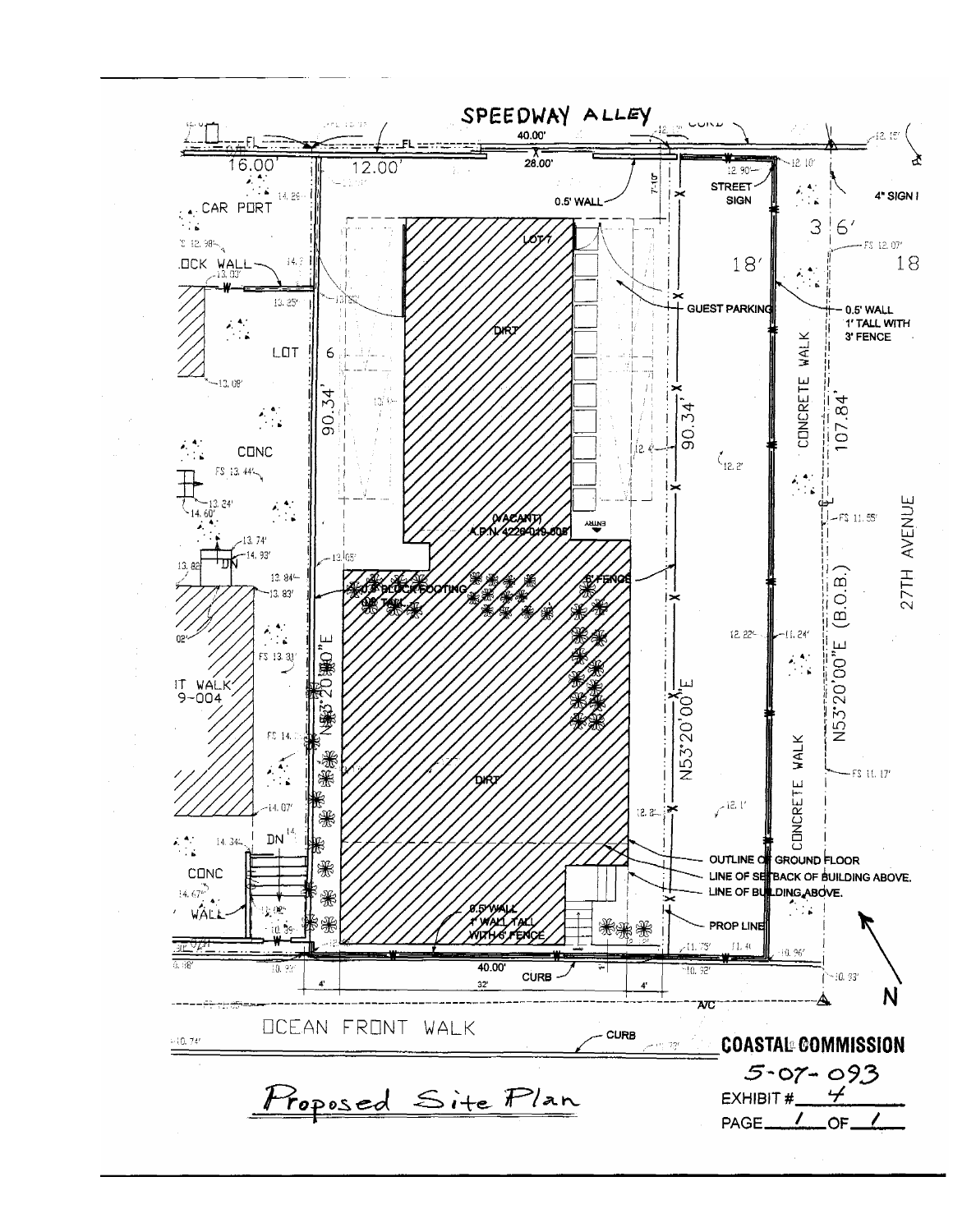SPEEDWAY ALLEY

OCEAN FRONT WALK

27TH AVENUE

Proposed Site Plan

**COASTAL COMMISSION**

5-07-093

EXHIBIT # 4

PAGE 1 OF 1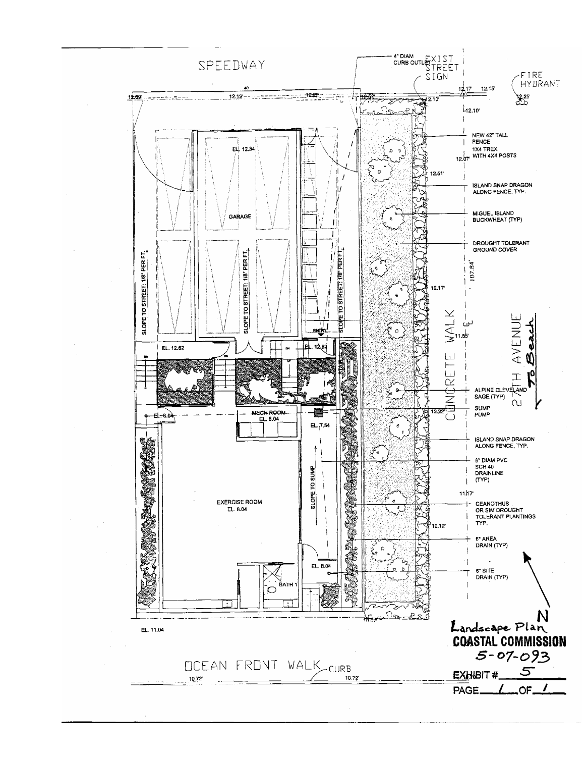SPEEDWAY

4" DIAM CURB OUTLET

EXIST STREET SIGN

FIRE HYDRANT

NEW 42" TALL FENCE 1X4 TREX WITH 4X4 POSTS

ISLAND SNAP DRAGON ALONG FENCE, TYP.

MIGUEL ISLAND BUCKWHEAT (TYP)

DROUGHT TOLERANT GROUND COVER

GARAGE

EL. 12.34

SLOPE TO STREET: 1/8" PER FT.

ENTRY

EL. 12.62

EL. 12.62

MECH ROOM EL. 8.04

EL. 8.04

EL. 7.54

EXERCISE ROOM EL. 8.04

SLOPE TO SUMP

EL. 8.04

BATH 1

CONCRETE WALK

27TH AVENUE

To Beach

ALPINE CLEVELAND SAGE (TYP)

SUMP PUMP

ISLAND SNAP DRAGON ALONG FENCE, TYP.

6" DIAM PVC SCH 40 DRAINLINE (TYP)

CEANOTHUS OR SIM DROUGHT TOLERANT PLANTINGS TYP.

6" AREA DRAIN (TYP)

6" SITE DRAIN (TYP)

EL. 11.04

OCEAN FRONT WALK CURB

10.72'

N

**Landscape Plan**

**COASTAL COMMISSION**

5-07-093

EXHIBIT # 5

PAGE 1 OF 1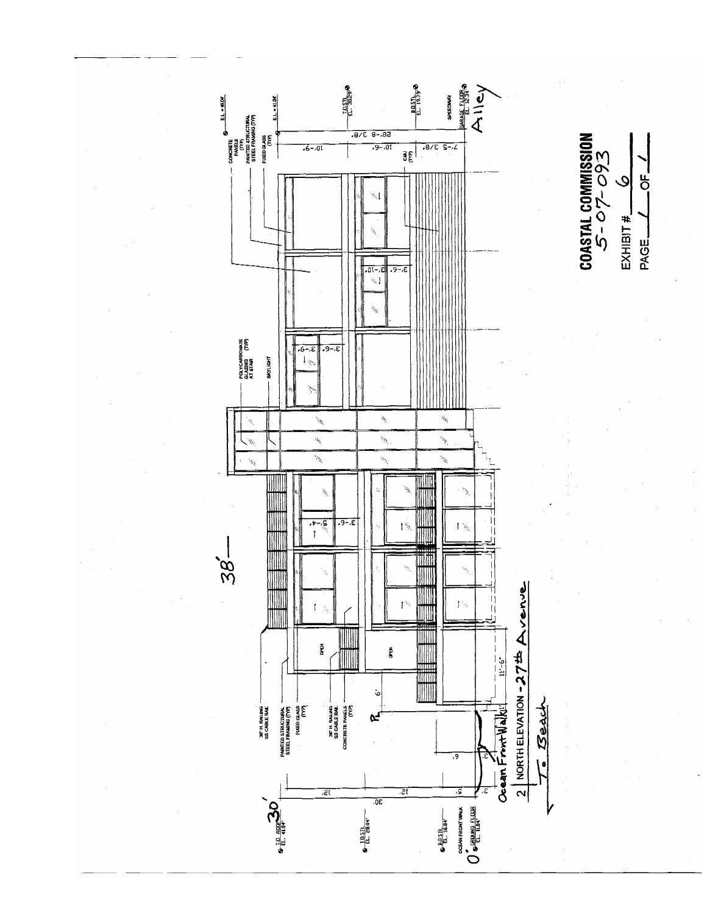2 NORTH ELEVATION - 27th Avenue

COASTAL COMMISSION
5-07-093

EXHIBIT # 6

PAGE 1 OF 1

38'

30'

0'

T.O. ROOF EL. 41.84'

T.O. STL. EL. 28.04'

B.O. STL. EL. 16.84'

OCEAN FRONT WALK

GROUND FLOOR EL. 11.84'

36" H. RAILING SS CABLE RAIL

PAINTED STRUCTURAL STEEL FRAMING (TYP)

FIXED GLASS (TYP)

36" H. RAILING SS CABLE RAIL

CONCRETE PANELS (TYP)

OPEN

OPEN

11'-6"

6'

Ocean Front Walk

To Beach

POLYCARBONATE GLAZING (TYP) AT STAIR

SKYLIGHT

CONCRETE PANELS (TYP)

PAINTED STRUCTURAL STEEL FRAMING (TYP)

FIXED GLASS (TYP)

CMU (TYP)

EL. = 41.04'

T.O. STL. EL. 30.29'

B.O. STL. EL. 19.79'

SPEEDWAY

GARAGE FLOOR EL. 12.34'

Alley

10'-9"

10'-6"

7'-5 3/8"

28'-8 3/8"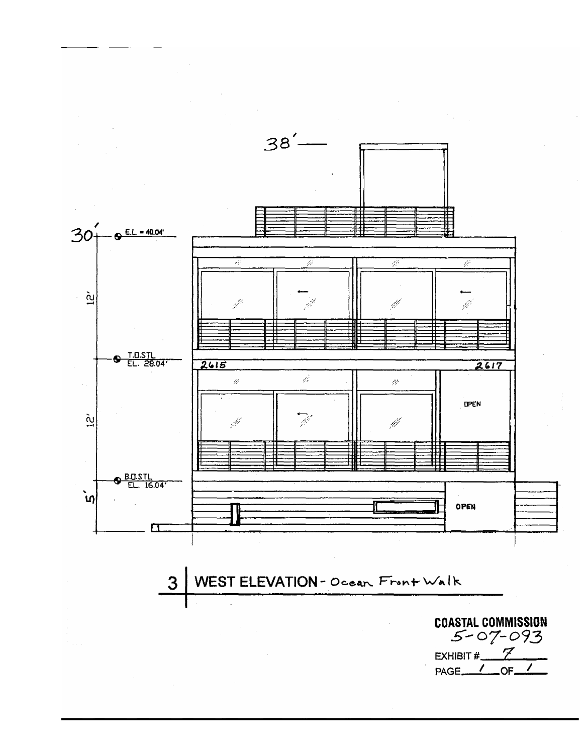38'

30'

E.L. = 40.04'

12'

T.O.STL
EL. 28.04'

2615

2617

OPEN

12'

B.O.STL
EL. 16.04'

5'

OPEN

3 | WEST ELEVATION - Ocean Front Walk

**COASTAL COMMISSION**
5-07-093
EXHIBIT # 7
PAGE 1 OF 1